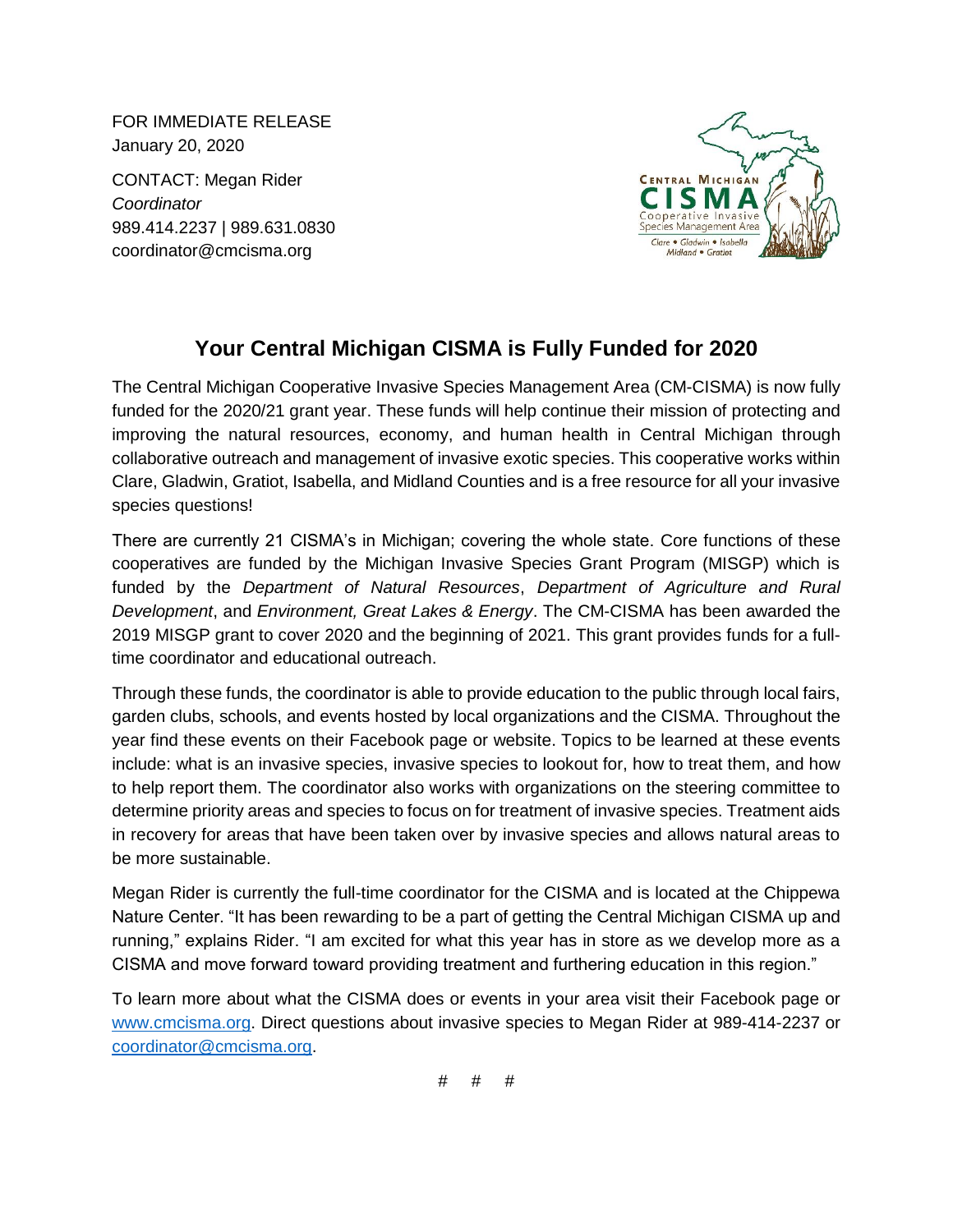FOR IMMEDIATE RELEASE
January 20, 2020

CONTACT: Megan Rider
*Coordinator*
989.414.2237 | 989.631.0830
coordinator@cmcisma.org

Central Michigan CISMA Cooperative Invasive Species Management Area
Clare • Gladwin • Isabella Midland • Gratiot

## Your Central Michigan CISMA is Fully Funded for 2020

The Central Michigan Cooperative Invasive Species Management Area (CM-CISMA) is now fully funded for the 2020/21 grant year. These funds will help continue their mission of protecting and improving the natural resources, economy, and human health in Central Michigan through collaborative outreach and management of invasive exotic species. This cooperative works within Clare, Gladwin, Gratiot, Isabella, and Midland Counties and is a free resource for all your invasive species questions!

There are currently 21 CISMA's in Michigan; covering the whole state. Core functions of these cooperatives are funded by the Michigan Invasive Species Grant Program (MISGP) which is funded by the *Department of Natural Resources*, *Department of Agriculture and Rural Development*, and *Environment, Great Lakes & Energy*. The CM-CISMA has been awarded the 2019 MISGP grant to cover 2020 and the beginning of 2021. This grant provides funds for a full-time coordinator and educational outreach.

Through these funds, the coordinator is able to provide education to the public through local fairs, garden clubs, schools, and events hosted by local organizations and the CISMA. Throughout the year find these events on their Facebook page or website. Topics to be learned at these events include: what is an invasive species, invasive species to lookout for, how to treat them, and how to help report them. The coordinator also works with organizations on the steering committee to determine priority areas and species to focus on for treatment of invasive species. Treatment aids in recovery for areas that have been taken over by invasive species and allows natural areas to be more sustainable.

Megan Rider is currently the full-time coordinator for the CISMA and is located at the Chippewa Nature Center. "It has been rewarding to be a part of getting the Central Michigan CISMA up and running," explains Rider. "I am excited for what this year has in store as we develop more as a CISMA and move forward toward providing treatment and furthering education in this region."

To learn more about what the CISMA does or events in your area visit their Facebook page or www.cmcisma.org. Direct questions about invasive species to Megan Rider at 989-414-2237 or coordinator@cmcisma.org.

# # #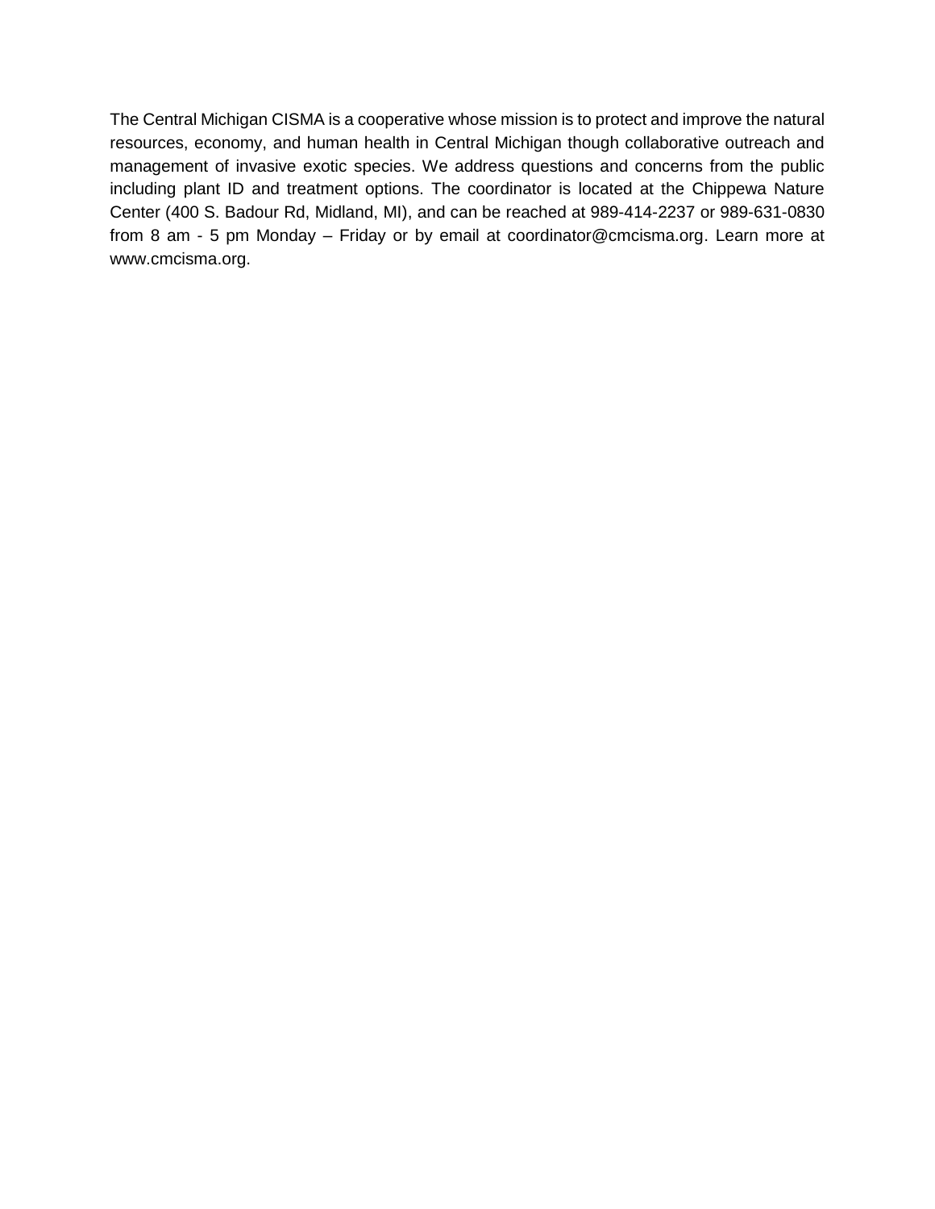The Central Michigan CISMA is a cooperative whose mission is to protect and improve the natural resources, economy, and human health in Central Michigan though collaborative outreach and management of invasive exotic species. We address questions and concerns from the public including plant ID and treatment options. The coordinator is located at the Chippewa Nature Center (400 S. Badour Rd, Midland, MI), and can be reached at 989-414-2237 or 989-631-0830 from 8 am - 5 pm Monday – Friday or by email at coordinator@cmcisma.org. Learn more at www.cmcisma.org.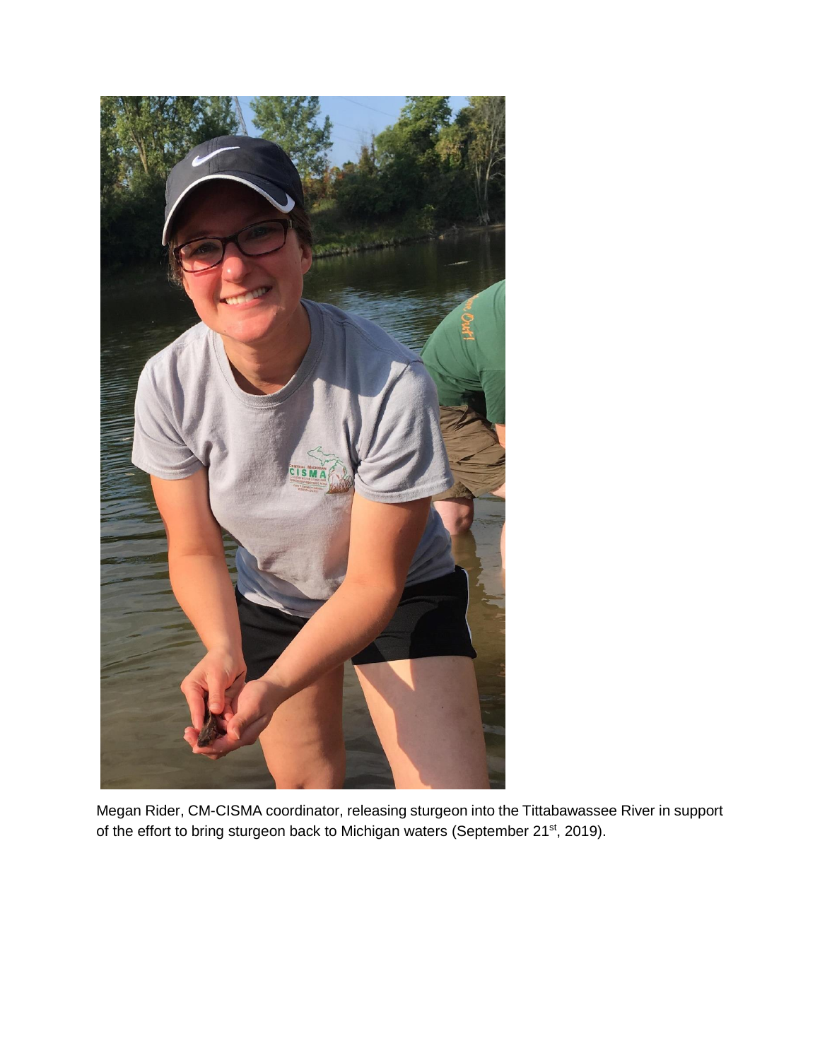Megan Rider, CM-CISMA coordinator, releasing sturgeon into the Tittabawassee River in support of the effort to bring sturgeon back to Michigan waters (September 21st, 2019).